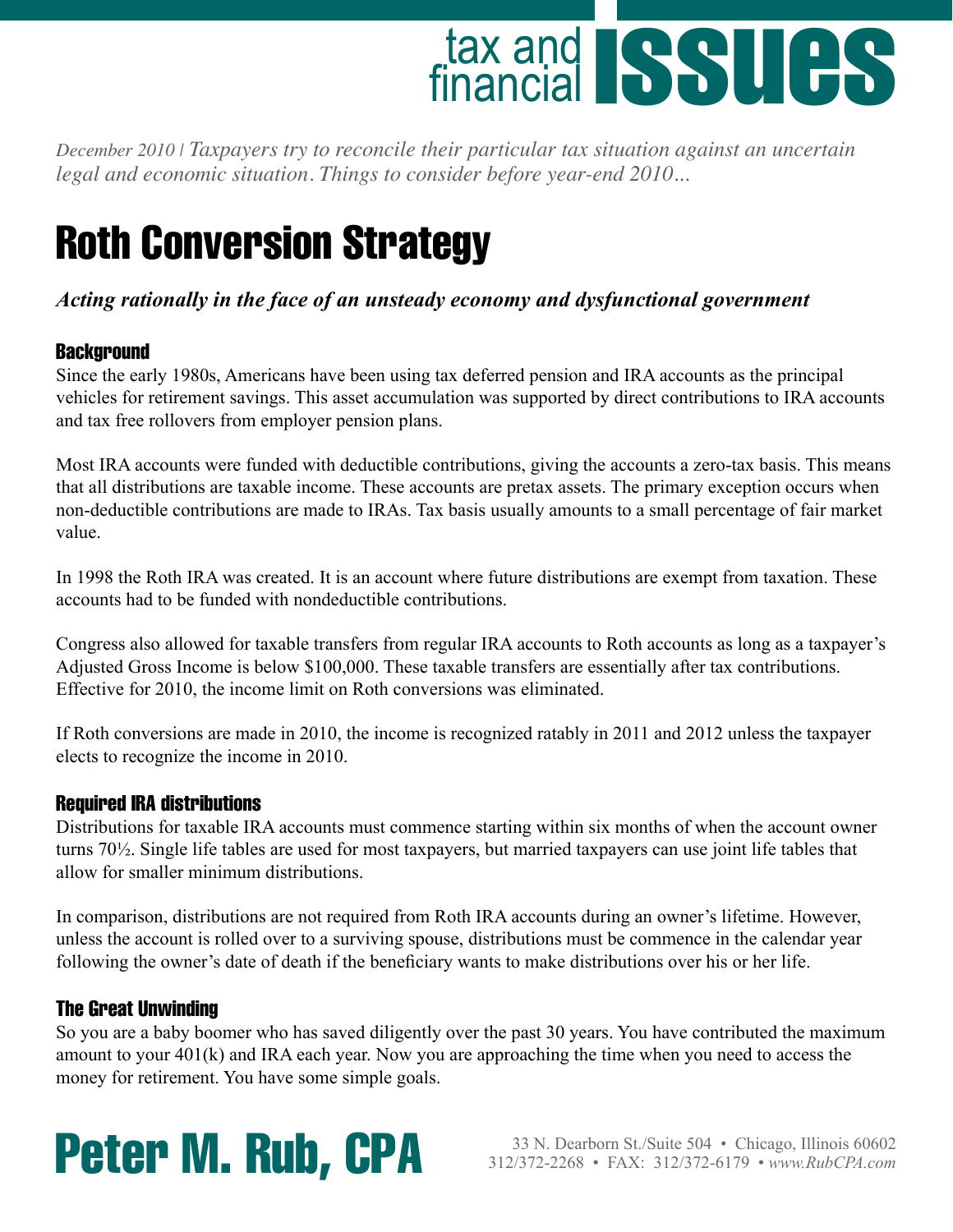# tax and financial ISSUES

*December 2010 | Taxpayers try to reconcile their particular tax situation against an uncertain legal and economic situation. Things to consider before year-end 2010...*

# Roth Conversion Strategy

***Acting rationally in the face of an unsteady economy and dysfunctional government***

### Background

Since the early 1980s, Americans have been using tax deferred pension and IRA accounts as the principal vehicles for retirement savings. This asset accumulation was supported by direct contributions to IRA accounts and tax free rollovers from employer pension plans.

Most IRA accounts were funded with deductible contributions, giving the accounts a zero-tax basis. This means that all distributions are taxable income. These accounts are pretax assets. The primary exception occurs when non-deductible contributions are made to IRAs. Tax basis usually amounts to a small percentage of fair market value.

In 1998 the Roth IRA was created. It is an account where future distributions are exempt from taxation. These accounts had to be funded with nondeductible contributions.

Congress also allowed for taxable transfers from regular IRA accounts to Roth accounts as long as a taxpayer's Adjusted Gross Income is below $100,000. These taxable transfers are essentially after tax contributions. Effective for 2010, the income limit on Roth conversions was eliminated.

If Roth conversions are made in 2010, the income is recognized ratably in 2011 and 2012 unless the taxpayer elects to recognize the income in 2010.

### Required IRA distributions

Distributions for taxable IRA accounts must commence starting within six months of when the account owner turns 70½. Single life tables are used for most taxpayers, but married taxpayers can use joint life tables that allow for smaller minimum distributions.

In comparison, distributions are not required from Roth IRA accounts during an owner's lifetime. However, unless the account is rolled over to a surviving spouse, distributions must be commence in the calendar year following the owner's date of death if the beneficiary wants to make distributions over his or her life.

### The Great Unwinding

So you are a baby boomer who has saved diligently over the past 30 years. You have contributed the maximum amount to your 401(k) and IRA each year. Now you are approaching the time when you need to access the money for retirement. You have some simple goals.

**Peter M. Rub, CPA**

33 N. Dearborn St./Suite 504 • Chicago, Illinois 60602
312/372-2268 • FAX: 312/372-6179 • *www.RubCPA.com*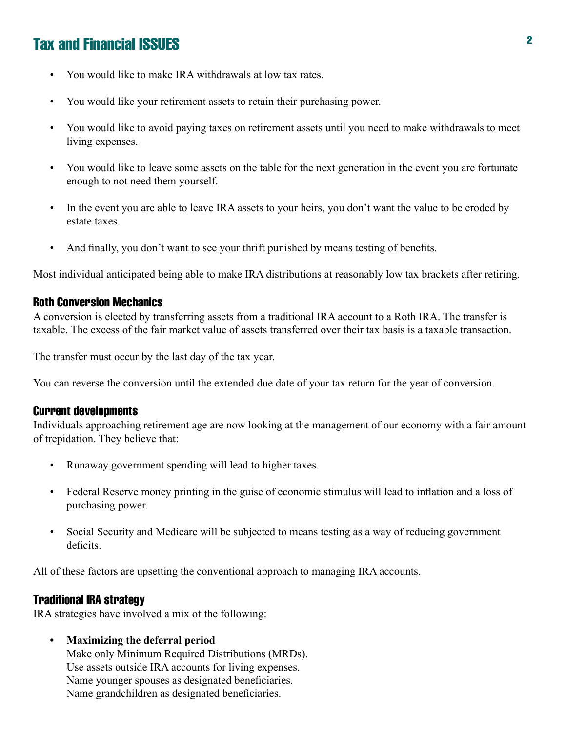## Tax and Financial ISSUES

- You would like to make IRA withdrawals at low tax rates.
- You would like your retirement assets to retain their purchasing power.
- You would like to avoid paying taxes on retirement assets until you need to make withdrawals to meet living expenses.
- You would like to leave some assets on the table for the next generation in the event you are fortunate enough to not need them yourself.
- In the event you are able to leave IRA assets to your heirs, you don't want the value to be eroded by estate taxes.
- And finally, you don't want to see your thrift punished by means testing of benefits.

Most individual anticipated being able to make IRA distributions at reasonably low tax brackets after retiring.

### Roth Conversion Mechanics

A conversion is elected by transferring assets from a traditional IRA account to a Roth IRA. The transfer is taxable. The excess of the fair market value of assets transferred over their tax basis is a taxable transaction.

The transfer must occur by the last day of the tax year.

You can reverse the conversion until the extended due date of your tax return for the year of conversion.

### Current developments

Individuals approaching retirement age are now looking at the management of our economy with a fair amount of trepidation. They believe that:

- Runaway government spending will lead to higher taxes.
- Federal Reserve money printing in the guise of economic stimulus will lead to inflation and a loss of purchasing power.
- Social Security and Medicare will be subjected to means testing as a way of reducing government deficits.

All of these factors are upsetting the conventional approach to managing IRA accounts.

### Traditional IRA strategy

IRA strategies have involved a mix of the following:

- **Maximizing the deferral period**
  Make only Minimum Required Distributions (MRDs).
  Use assets outside IRA accounts for living expenses.
  Name younger spouses as designated beneficiaries.
  Name grandchildren as designated beneficiaries.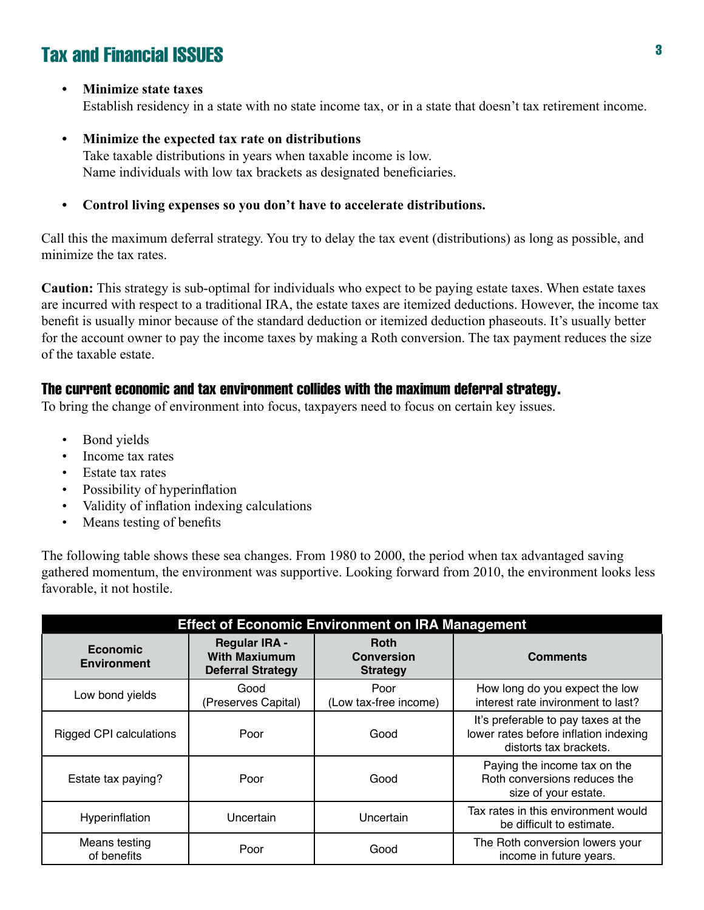## Tax and Financial ISSUES

- **Minimize state taxes**
  Establish residency in a state with no state income tax, or in a state that doesn't tax retirement income.

- **Minimize the expected tax rate on distributions**
  Take taxable distributions in years when taxable income is low.
  Name individuals with low tax brackets as designated beneficiaries.

- **Control living expenses so you don't have to accelerate distributions.**

Call this the maximum deferral strategy. You try to delay the tax event (distributions) as long as possible, and minimize the tax rates.

**Caution:** This strategy is sub-optimal for individuals who expect to be paying estate taxes. When estate taxes are incurred with respect to a traditional IRA, the estate taxes are itemized deductions. However, the income tax benefit is usually minor because of the standard deduction or itemized deduction phaseouts. It's usually better for the account owner to pay the income taxes by making a Roth conversion. The tax payment reduces the size of the taxable estate.

### The current economic and tax environment collides with the maximum deferral strategy.

To bring the change of environment into focus, taxpayers need to focus on certain key issues.

- Bond yields
- Income tax rates
- Estate tax rates
- Possibility of hyperinflation
- Validity of inflation indexing calculations
- Means testing of benefits

The following table shows these sea changes. From 1980 to 2000, the period when tax advantaged saving gathered momentum, the environment was supportive. Looking forward from 2010, the environment looks less favorable, it not hostile.

**Effect of Economic Environment on IRA Management**

| Economic Environment | Regular IRA - With Maxiumum Deferral Strategy | Roth Conversion Strategy | Comments |
|---|---|---|---|
| Low bond yields | Good (Preserves Capital) | Poor (Low tax-free income) | How long do you expect the low interest rate environment to last? |
| Rigged CPI calculations | Poor | Good | It's preferable to pay taxes at the lower rates before inflation indexing distorts tax brackets. |
| Estate tax paying? | Poor | Good | Paying the income tax on the Roth conversions reduces the size of your estate. |
| Hyperinflation | Uncertain | Uncertain | Tax rates in this environment would be difficult to estimate. |
| Means testing of benefits | Poor | Good | The Roth conversion lowers your income in future years. |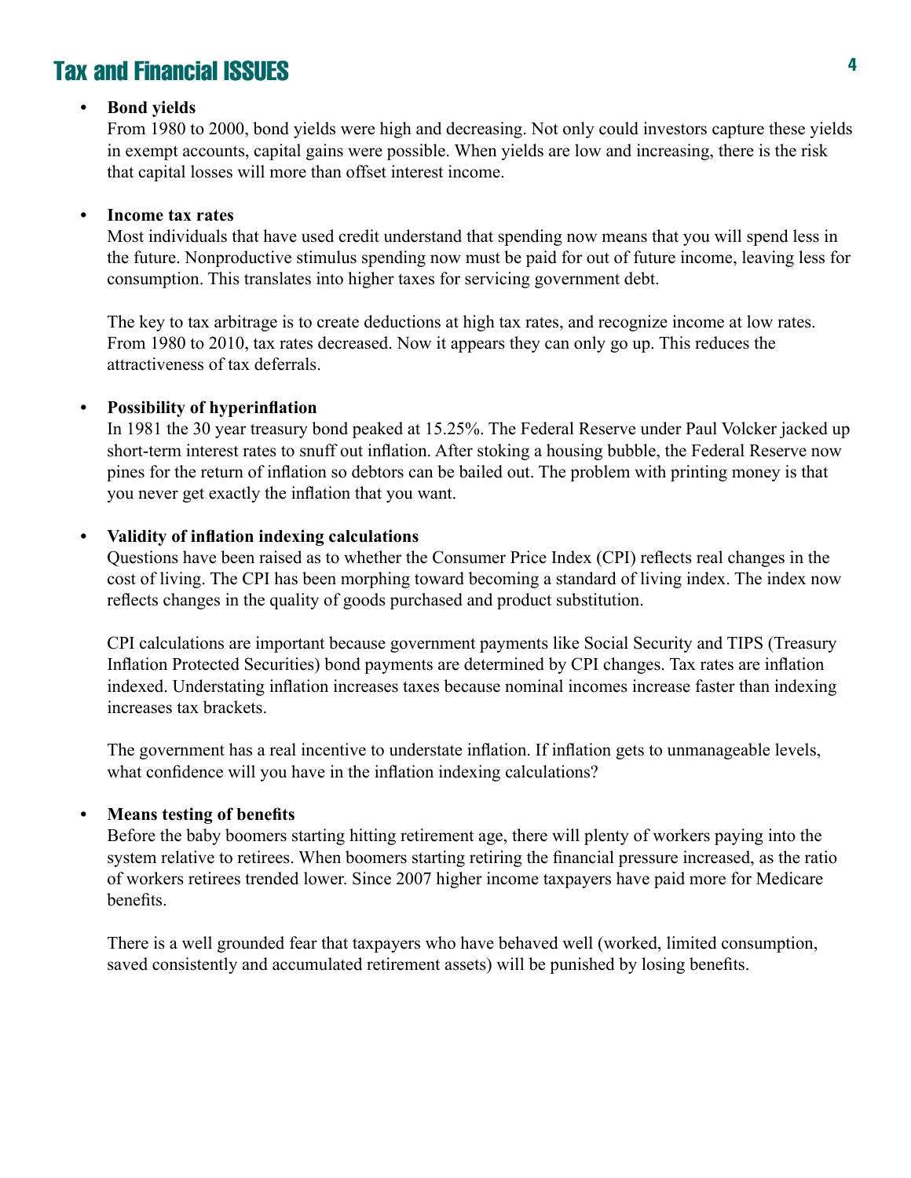## Tax and Financial ISSUES

- **Bond yields**
  From 1980 to 2000, bond yields were high and decreasing. Not only could investors capture these yields in exempt accounts, capital gains were possible. When yields are low and increasing, there is the risk that capital losses will more than offset interest income.

- **Income tax rates**
  Most individuals that have used credit understand that spending now means that you will spend less in the future. Nonproductive stimulus spending now must be paid for out of future income, leaving less for consumption. This translates into higher taxes for servicing government debt.

  The key to tax arbitrage is to create deductions at high tax rates, and recognize income at low rates. From 1980 to 2010, tax rates decreased. Now it appears they can only go up. This reduces the attractiveness of tax deferrals.

- **Possibility of hyperinflation**
  In 1981 the 30 year treasury bond peaked at 15.25%. The Federal Reserve under Paul Volcker jacked up short-term interest rates to snuff out inflation. After stoking a housing bubble, the Federal Reserve now pines for the return of inflation so debtors can be bailed out. The problem with printing money is that you never get exactly the inflation that you want.

- **Validity of inflation indexing calculations**
  Questions have been raised as to whether the Consumer Price Index (CPI) reflects real changes in the cost of living. The CPI has been morphing toward becoming a standard of living index. The index now reflects changes in the quality of goods purchased and product substitution.

  CPI calculations are important because government payments like Social Security and TIPS (Treasury Inflation Protected Securities) bond payments are determined by CPI changes. Tax rates are inflation indexed. Understating inflation increases taxes because nominal incomes increase faster than indexing increases tax brackets.

  The government has a real incentive to understate inflation. If inflation gets to unmanageable levels, what confidence will you have in the inflation indexing calculations?

- **Means testing of benefits**
  Before the baby boomers starting hitting retirement age, there will plenty of workers paying into the system relative to retirees. When boomers starting retiring the financial pressure increased, as the ratio of workers retirees trended lower. Since 2007 higher income taxpayers have paid more for Medicare benefits.

  There is a well grounded fear that taxpayers who have behaved well (worked, limited consumption, saved consistently and accumulated retirement assets) will be punished by losing benefits.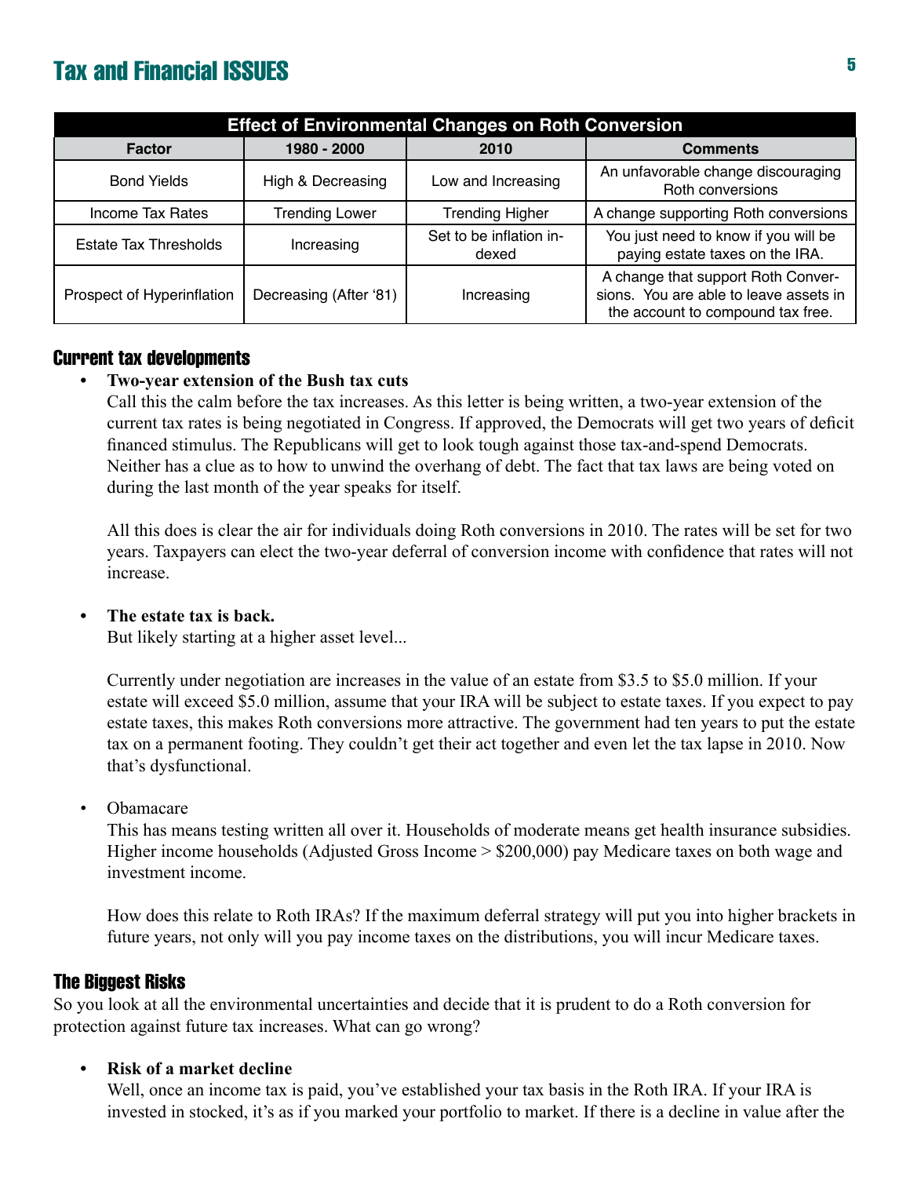## Tax and Financial ISSUES

| Effect of Environmental Changes on Roth Conversion | | | |
|---|---|---|---|
| **Factor** | **1980 - 2000** | **2010** | **Comments** |
| Bond Yields | High & Decreasing | Low and Increasing | An unfavorable change discouraging Roth conversions |
| Income Tax Rates | Trending Lower | Trending Higher | A change supporting Roth conversions |
| Estate Tax Thresholds | Increasing | Set to be inflation indexed | You just need to know if you will be paying estate taxes on the IRA. |
| Prospect of Hyperinflation | Decreasing (After '81) | Increasing | A change that support Roth Conversions. You are able to leave assets in the account to compound tax free. |

### Current tax developments

- **Two-year extension of the Bush tax cuts**

  Call this the calm before the tax increases. As this letter is being written, a two-year extension of the current tax rates is being negotiated in Congress. If approved, the Democrats will get two years of deficit financed stimulus. The Republicans will get to look tough against those tax-and-spend Democrats. Neither has a clue as to how to unwind the overhang of debt. The fact that tax laws are being voted on during the last month of the year speaks for itself.

  All this does is clear the air for individuals doing Roth conversions in 2010. The rates will be set for two years. Taxpayers can elect the two-year deferral of conversion income with confidence that rates will not increase.

- **The estate tax is back.**

  But likely starting at a higher asset level...

  Currently under negotiation are increases in the value of an estate from $3.5 to $5.0 million. If your estate will exceed $5.0 million, assume that your IRA will be subject to estate taxes. If you expect to pay estate taxes, this makes Roth conversions more attractive. The government had ten years to put the estate tax on a permanent footing. They couldn't get their act together and even let the tax lapse in 2010. Now that's dysfunctional.

- Obamacare

  This has means testing written all over it. Households of moderate means get health insurance subsidies. Higher income households (Adjusted Gross Income > $200,000) pay Medicare taxes on both wage and investment income.

  How does this relate to Roth IRAs? If the maximum deferral strategy will put you into higher brackets in future years, not only will you pay income taxes on the distributions, you will incur Medicare taxes.

### The Biggest Risks

So you look at all the environmental uncertainties and decide that it is prudent to do a Roth conversion for protection against future tax increases. What can go wrong?

- **Risk of a market decline**

  Well, once an income tax is paid, you've established your tax basis in the Roth IRA. If your IRA is invested in stocked, it's as if you marked your portfolio to market. If there is a decline in value after the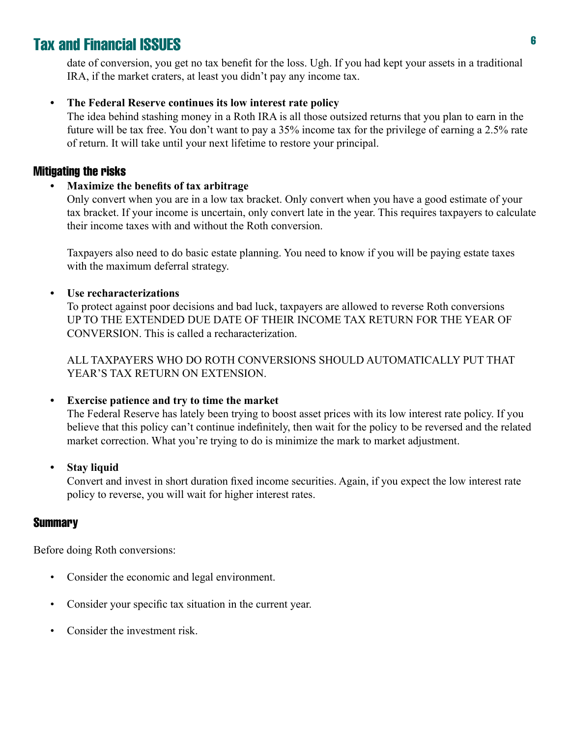date of conversion, you get no tax benefit for the loss. Ugh. If you had kept your assets in a traditional IRA, if the market craters, at least you didn't pay any income tax.

- **The Federal Reserve continues its low interest rate policy**
  The idea behind stashing money in a Roth IRA is all those outsized returns that you plan to earn in the future will be tax free. You don't want to pay a 35% income tax for the privilege of earning a 2.5% rate of return. It will take until your next lifetime to restore your principal.

### Mitigating the risks

- **Maximize the benefits of tax arbitrage**
  Only convert when you are in a low tax bracket. Only convert when you have a good estimate of your tax bracket. If your income is uncertain, only convert late in the year. This requires taxpayers to calculate their income taxes with and without the Roth conversion.

  Taxpayers also need to do basic estate planning. You need to know if you will be paying estate taxes with the maximum deferral strategy.

- **Use recharacterizations**
  To protect against poor decisions and bad luck, taxpayers are allowed to reverse Roth conversions UP TO THE EXTENDED DUE DATE OF THEIR INCOME TAX RETURN FOR THE YEAR OF CONVERSION. This is called a recharacterization.

  ALL TAXPAYERS WHO DO ROTH CONVERSIONS SHOULD AUTOMATICALLY PUT THAT YEAR'S TAX RETURN ON EXTENSION.

- **Exercise patience and try to time the market**
  The Federal Reserve has lately been trying to boost asset prices with its low interest rate policy. If you believe that this policy can't continue indefinitely, then wait for the policy to be reversed and the related market correction. What you're trying to do is minimize the mark to market adjustment.

- **Stay liquid**
  Convert and invest in short duration fixed income securities. Again, if you expect the low interest rate policy to reverse, you will wait for higher interest rates.

### Summary

Before doing Roth conversions:

- Consider the economic and legal environment.
- Consider your specific tax situation in the current year.
- Consider the investment risk.